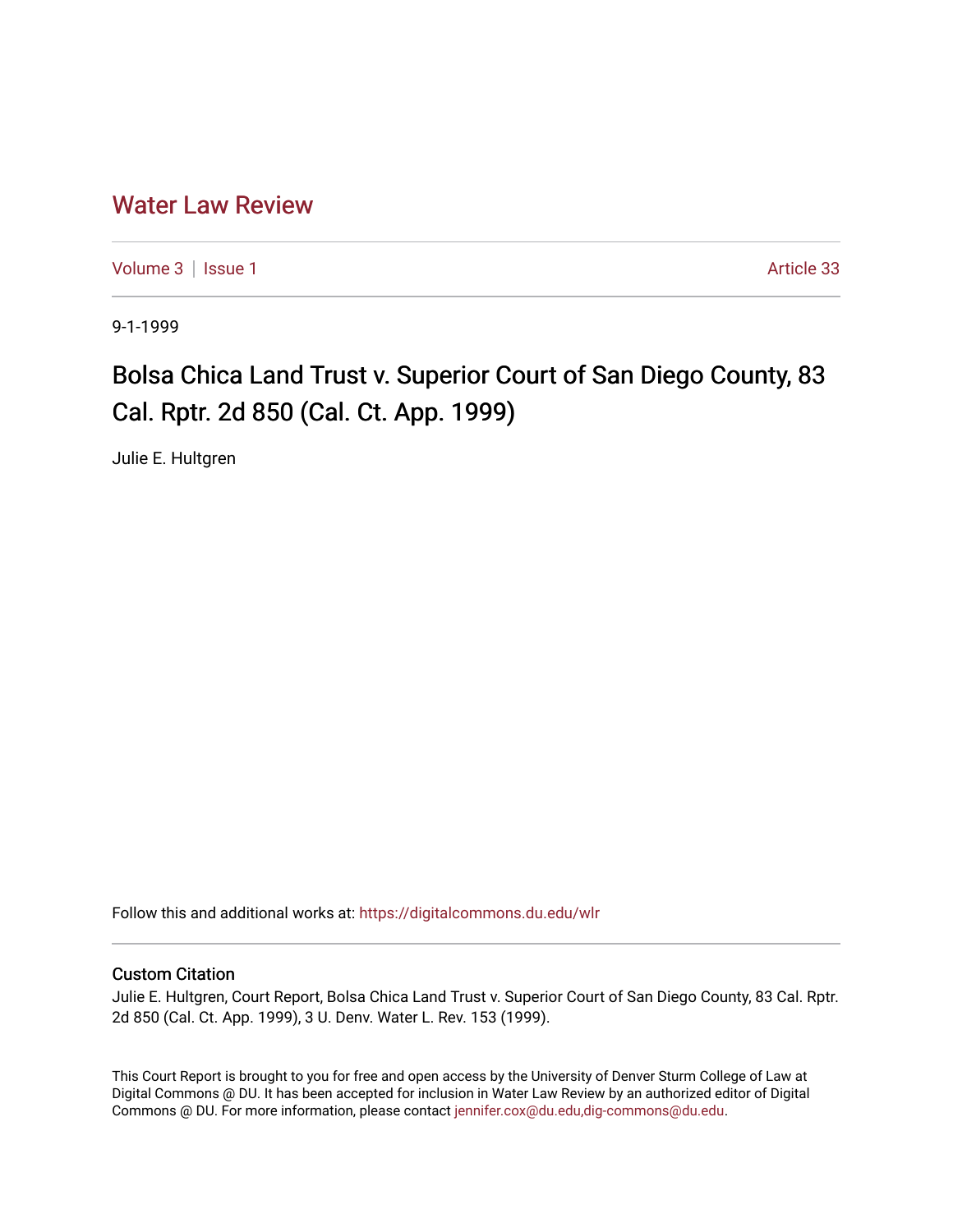# Water Law Review

Volume 3 | Issue 1 Article 33

9-1-1999

## Bolsa Chica Land Trust v. Superior Court of San Diego County, 83 Cal. Rptr. 2d 850 (Cal. Ct. App. 1999)

Julie E. Hultgren

Follow this and additional works at: https://digitalcommons.du.edu/wlr

### Custom Citation

Julie E. Hultgren, Court Report, Bolsa Chica Land Trust v. Superior Court of San Diego County, 83 Cal. Rptr. 2d 850 (Cal. Ct. App. 1999), 3 U. Denv. Water L. Rev. 153 (1999).

This Court Report is brought to you for free and open access by the University of Denver Sturm College of Law at Digital Commons @ DU. It has been accepted for inclusion in Water Law Review by an authorized editor of Digital Commons @ DU. For more information, please contact jennifer.cox@du.edu,dig-commons@du.edu.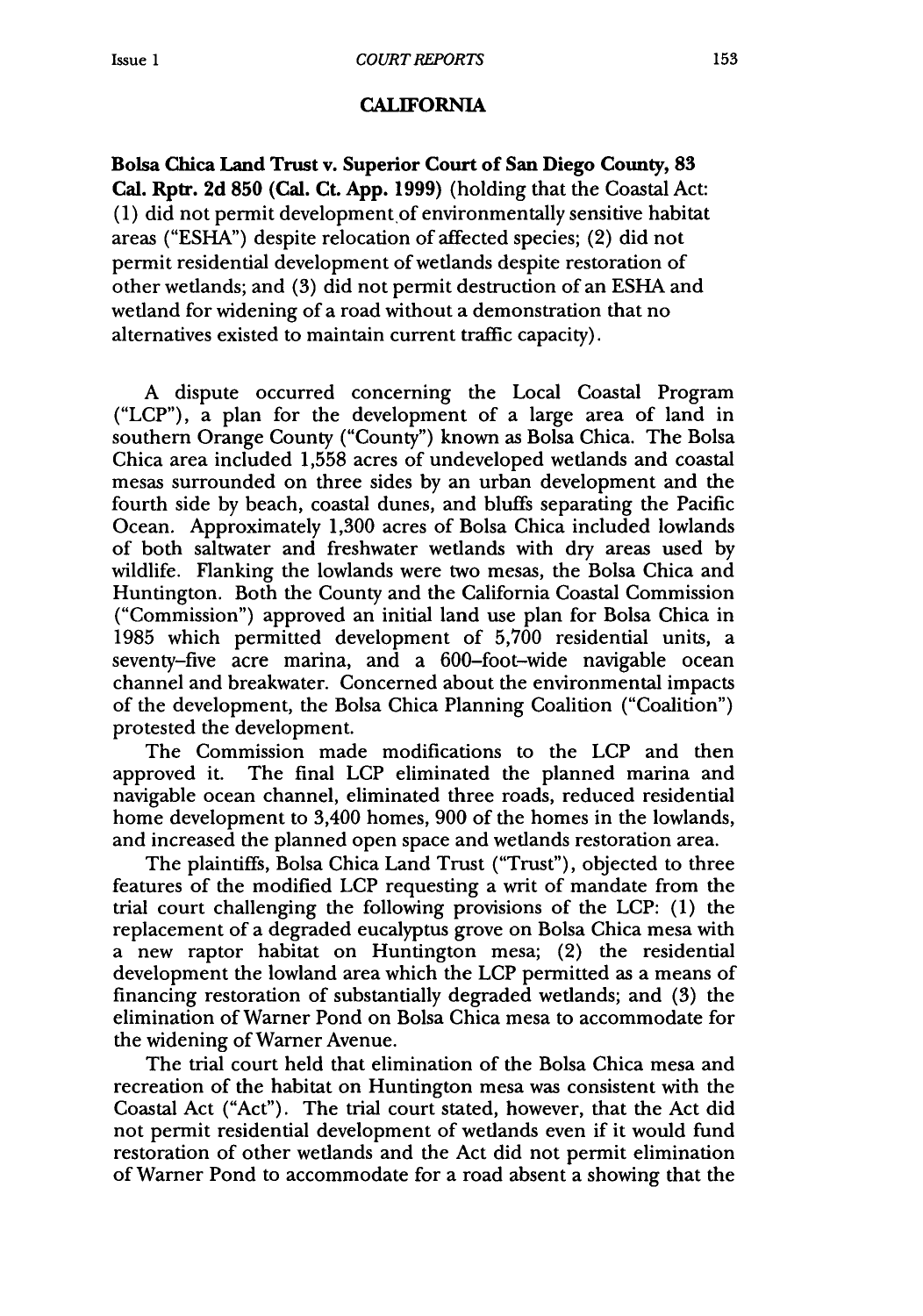## CALIFORNIA

**Bolsa Chica Land Trust v. Superior Court of San Diego County, 83 Cal. Rptr. 2d 850 (Cal. Ct. App. 1999)** (holding that the Coastal Act: (1) did not permit development of environmentally sensitive habitat areas ("ESHA") despite relocation of affected species; (2) did not permit residential development of wetlands despite restoration of other wetlands; and (3) did not permit destruction of an ESHA and wetland for widening of a road without a demonstration that no alternatives existed to maintain current traffic capacity).

A dispute occurred concerning the Local Coastal Program ("LCP"), a plan for the development of a large area of land in southern Orange County ("County") known as Bolsa Chica. The Bolsa Chica area included 1,558 acres of undeveloped wetlands and coastal mesas surrounded on three sides by an urban development and the fourth side by beach, coastal dunes, and bluffs separating the Pacific Ocean. Approximately 1,300 acres of Bolsa Chica included lowlands of both saltwater and freshwater wetlands with dry areas used by wildlife. Flanking the lowlands were two mesas, the Bolsa Chica and Huntington. Both the County and the California Coastal Commission ("Commission") approved an initial land use plan for Bolsa Chica in 1985 which permitted development of 5,700 residential units, a seventy-five acre marina, and a 600-foot-wide navigable ocean channel and breakwater. Concerned about the environmental impacts of the development, the Bolsa Chica Planning Coalition ("Coalition") protested the development.

The Commission made modifications to the LCP and then approved it. The final LCP eliminated the planned marina and navigable ocean channel, eliminated three roads, reduced residential home development to 3,400 homes, 900 of the homes in the lowlands, and increased the planned open space and wetlands restoration area.

The plaintiffs, Bolsa Chica Land Trust ("Trust"), objected to three features of the modified LCP requesting a writ of mandate from the trial court challenging the following provisions of the LCP: (1) the replacement of a degraded eucalyptus grove on Bolsa Chica mesa with a new raptor habitat on Huntington mesa; (2) the residential development the lowland area which the LCP permitted as a means of financing restoration of substantially degraded wetlands; and (3) the elimination of Warner Pond on Bolsa Chica mesa to accommodate for the widening of Warner Avenue.

The trial court held that elimination of the Bolsa Chica mesa and recreation of the habitat on Huntington mesa was consistent with the Coastal Act ("Act"). The trial court stated, however, that the Act did not permit residential development of wetlands even if it would fund restoration of other wetlands and the Act did not permit elimination of Warner Pond to accommodate for a road absent a showing that the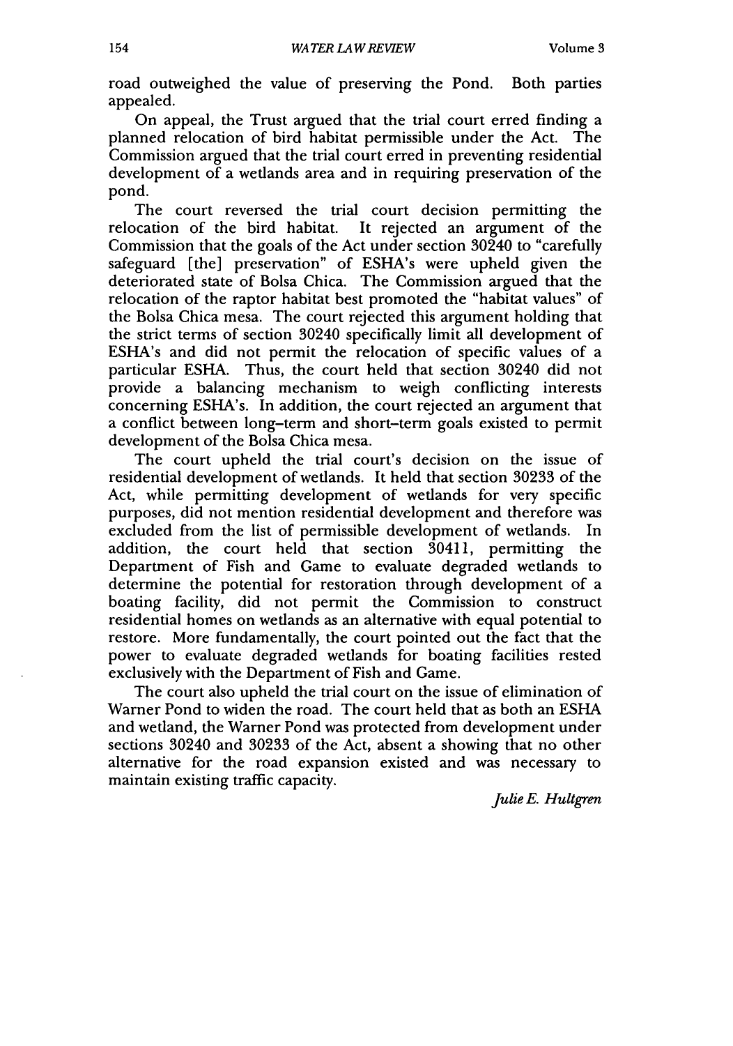road outweighed the value of preserving the Pond. Both parties appealed.

On appeal, the Trust argued that the trial court erred finding a planned relocation of bird habitat permissible under the Act. The Commission argued that the trial court erred in preventing residential development of a wetlands area and in requiring preservation of the pond.

The court reversed the trial court decision permitting the relocation of the bird habitat. It rejected an argument of the Commission that the goals of the Act under section 30240 to "carefully safeguard [the] preservation" of ESHA's were upheld given the deteriorated state of Bolsa Chica. The Commission argued that the relocation of the raptor habitat best promoted the "habitat values" of the Bolsa Chica mesa. The court rejected this argument holding that the strict terms of section 30240 specifically limit all development of ESHA's and did not permit the relocation of specific values of a particular ESHA. Thus, the court held that section 30240 did not provide a balancing mechanism to weigh conflicting interests concerning ESHA's. In addition, the court rejected an argument that a conflict between long-term and short-term goals existed to permit development of the Bolsa Chica mesa.

The court upheld the trial court's decision on the issue of residential development of wetlands. It held that section 30233 of the Act, while permitting development of wetlands for very specific purposes, did not mention residential development and therefore was excluded from the list of permissible development of wetlands. In addition, the court held that section 30411, permitting the Department of Fish and Game to evaluate degraded wetlands to determine the potential for restoration through development of a boating facility, did not permit the Commission to construct residential homes on wetlands as an alternative with equal potential to restore. More fundamentally, the court pointed out the fact that the power to evaluate degraded wetlands for boating facilities rested exclusively with the Department of Fish and Game.

The court also upheld the trial court on the issue of elimination of Warner Pond to widen the road. The court held that as both an ESHA and wetland, the Warner Pond was protected from development under sections 30240 and 30233 of the Act, absent a showing that no other alternative for the road expansion existed and was necessary to maintain existing traffic capacity.

*Julie E. Hultgren*